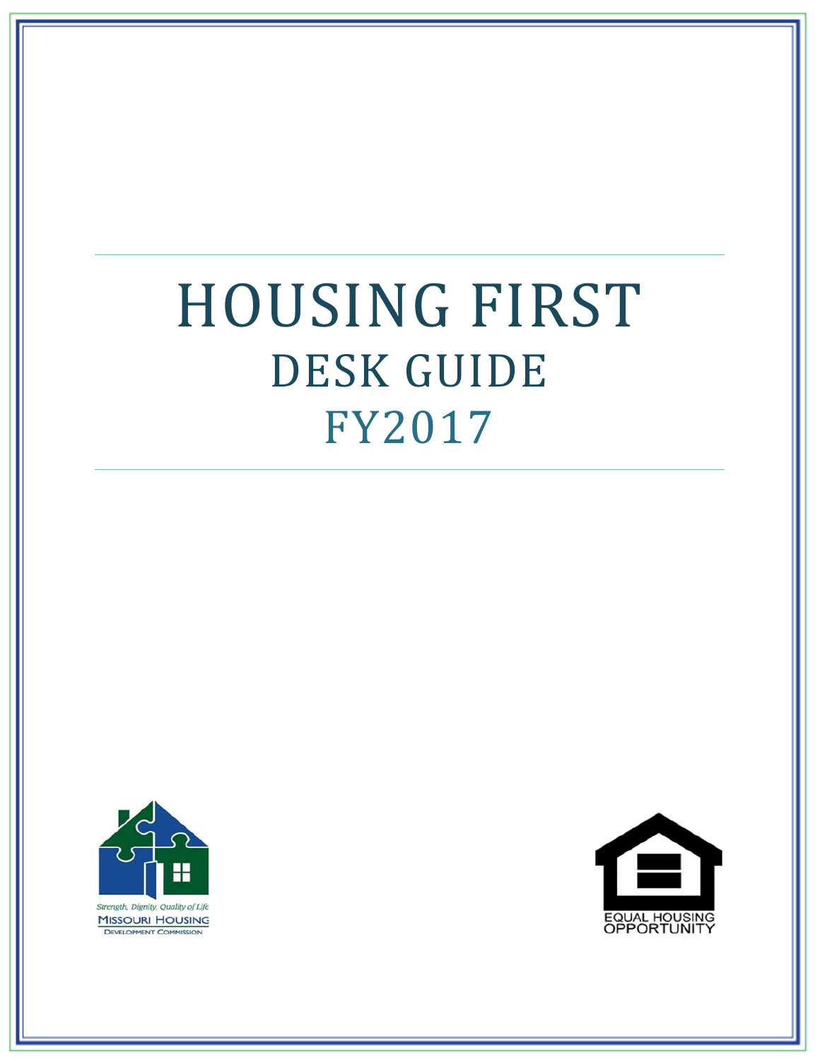# HOUSING FIRST

## DESK GUIDE

## FY2017

Strength, Dignity, Quality of Life

MISSOURI HOUSING DEVELOPMENT COMMISSION

EQUAL HOUSING OPPORTUNITY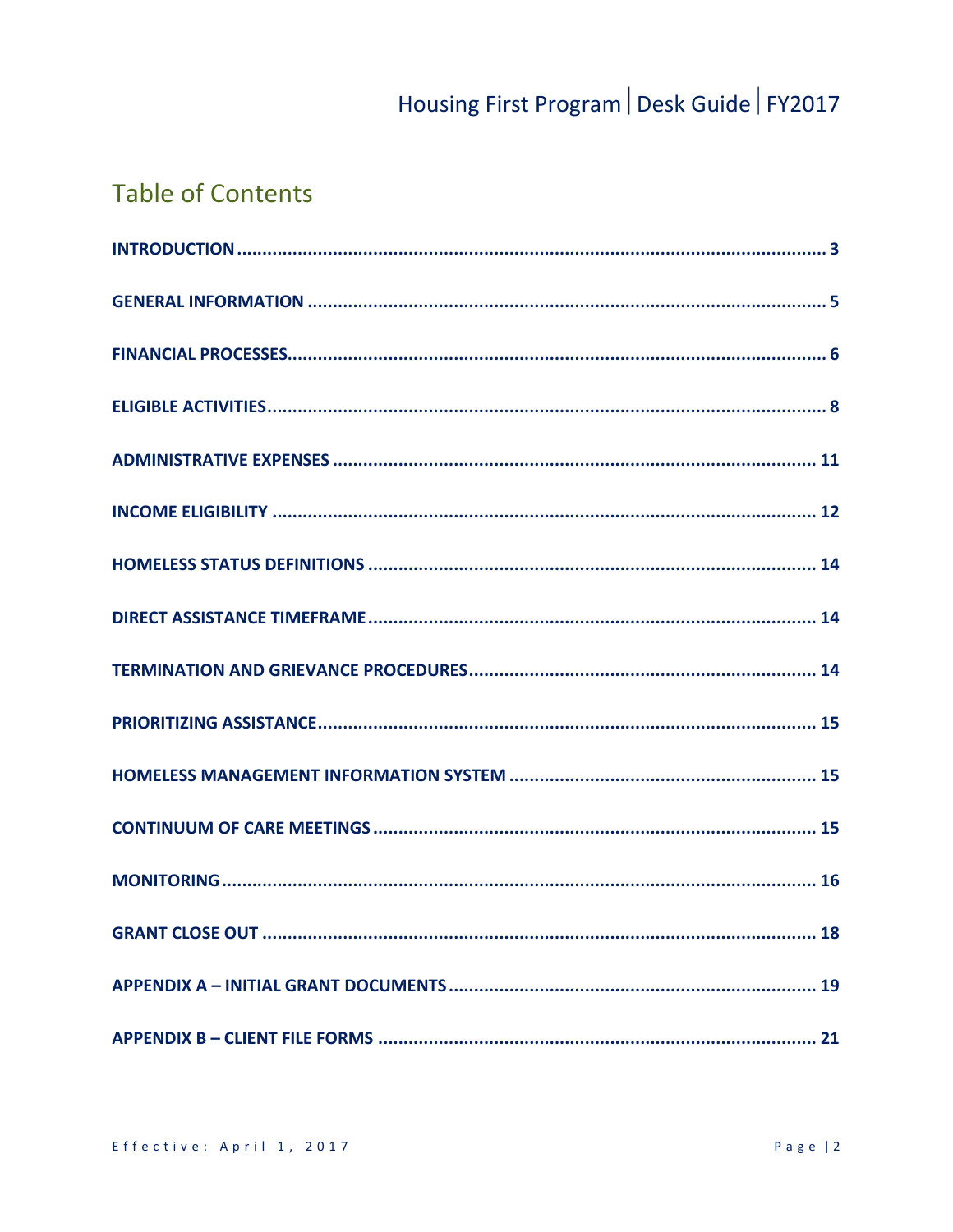## Table of Contents

**INTRODUCTION** ........................................................................................................ 3

**GENERAL INFORMATION** ........................................................................................ 5

**FINANCIAL PROCESSES** ........................................................................................... 6

**ELIGIBLE ACTIVITIES** ................................................................................................ 8

**ADMINISTRATIVE EXPENSES** ................................................................................. 11

**INCOME ELIGIBILITY** ............................................................................................. 12

**HOMELESS STATUS DEFINITIONS** ......................................................................... 14

**DIRECT ASSISTANCE TIMEFRAME** ......................................................................... 14

**TERMINATION AND GRIEVANCE PROCEDURES** .................................................... 14

**PRIORITIZING ASSISTANCE** .................................................................................... 15

**HOMELESS MANAGEMENT INFORMATION SYSTEM** ............................................. 15

**CONTINUUM OF CARE MEETINGS** ......................................................................... 15

**MONITORING** ........................................................................................................ 16

**GRANT CLOSE OUT** ................................................................................................ 18

**APPENDIX A – INITIAL GRANT DOCUMENTS** ......................................................... 19

**APPENDIX B – CLIENT FILE FORMS** ....................................................................... 21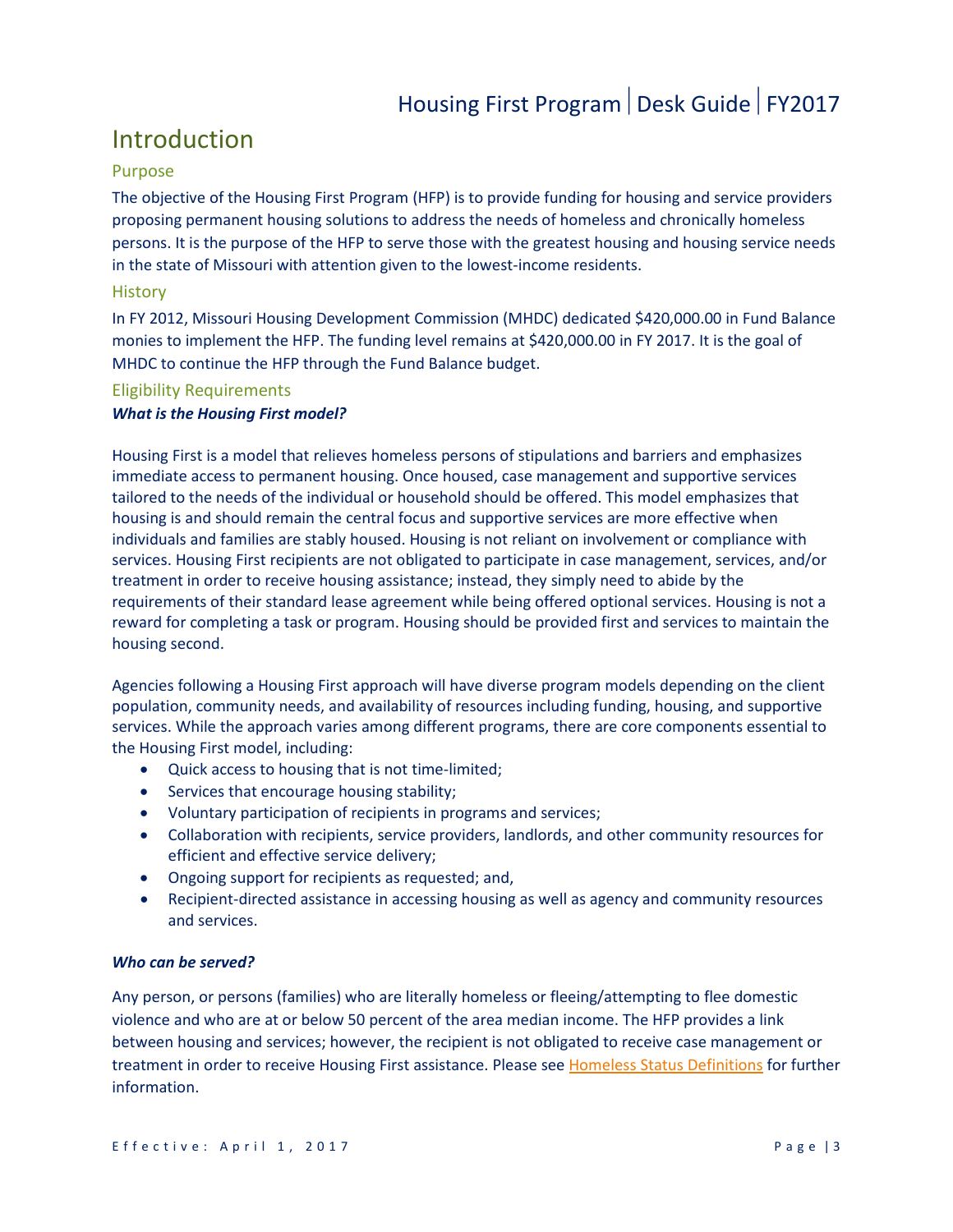# Introduction

## Purpose

The objective of the Housing First Program (HFP) is to provide funding for housing and service providers proposing permanent housing solutions to address the needs of homeless and chronically homeless persons. It is the purpose of the HFP to serve those with the greatest housing and housing service needs in the state of Missouri with attention given to the lowest-income residents.

## History

In FY 2012, Missouri Housing Development Commission (MHDC) dedicated $420,000.00 in Fund Balance monies to implement the HFP. The funding level remains at $420,000.00 in FY 2017. It is the goal of MHDC to continue the HFP through the Fund Balance budget.

## Eligibility Requirements

***What is the Housing First model?***

Housing First is a model that relieves homeless persons of stipulations and barriers and emphasizes immediate access to permanent housing. Once housed, case management and supportive services tailored to the needs of the individual or household should be offered. This model emphasizes that housing is and should remain the central focus and supportive services are more effective when individuals and families are stably housed. Housing is not reliant on involvement or compliance with services. Housing First recipients are not obligated to participate in case management, services, and/or treatment in order to receive housing assistance; instead, they simply need to abide by the requirements of their standard lease agreement while being offered optional services. Housing is not a reward for completing a task or program. Housing should be provided first and services to maintain the housing second.

Agencies following a Housing First approach will have diverse program models depending on the client population, community needs, and availability of resources including funding, housing, and supportive services. While the approach varies among different programs, there are core components essential to the Housing First model, including:

- Quick access to housing that is not time-limited;
- Services that encourage housing stability;
- Voluntary participation of recipients in programs and services;
- Collaboration with recipients, service providers, landlords, and other community resources for efficient and effective service delivery;
- Ongoing support for recipients as requested; and,
- Recipient-directed assistance in accessing housing as well as agency and community resources and services.

***Who can be served?***

Any person, or persons (families) who are literally homeless or fleeing/attempting to flee domestic violence and who are at or below 50 percent of the area median income. The HFP provides a link between housing and services; however, the recipient is not obligated to receive case management or treatment in order to receive Housing First assistance. Please see Homeless Status Definitions for further information.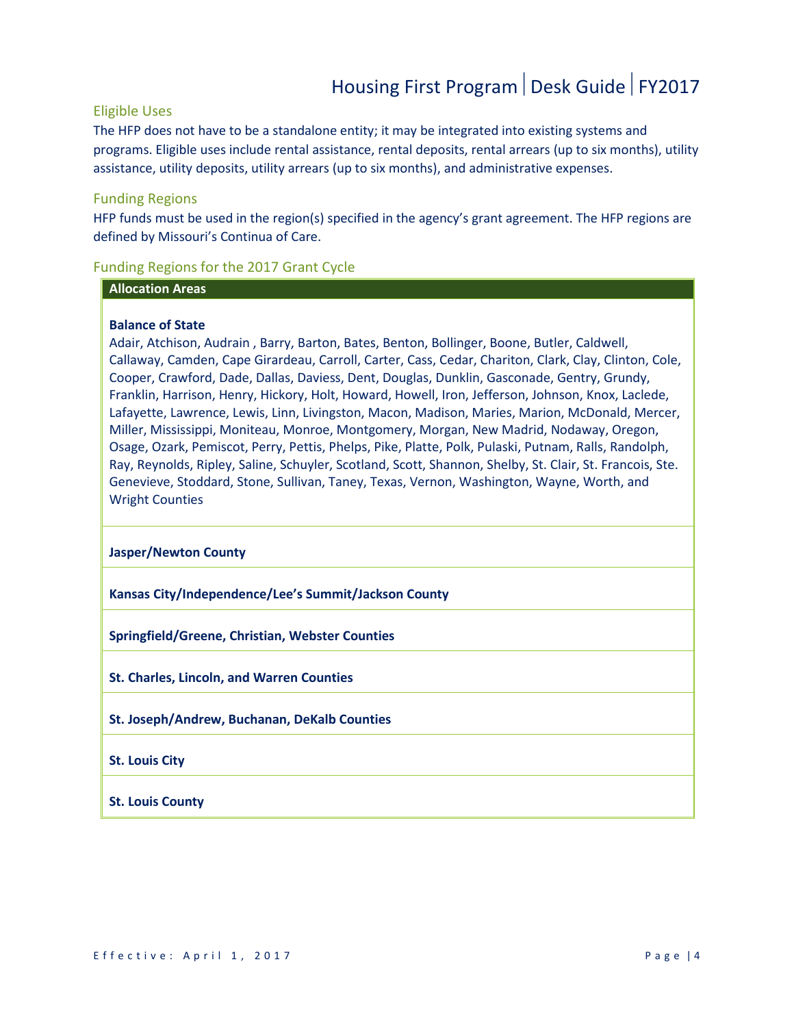## Eligible Uses

The HFP does not have to be a standalone entity; it may be integrated into existing systems and programs. Eligible uses include rental assistance, rental deposits, rental arrears (up to six months), utility assistance, utility deposits, utility arrears (up to six months), and administrative expenses.

## Funding Regions

HFP funds must be used in the region(s) specified in the agency's grant agreement. The HFP regions are defined by Missouri's Continua of Care.

## Funding Regions for the 2017 Grant Cycle

| Allocation Areas |
|---|
| **Balance of State**<br>Adair, Atchison, Audrain , Barry, Barton, Bates, Benton, Bollinger, Boone, Butler, Caldwell, Callaway, Camden, Cape Girardeau, Carroll, Carter, Cass, Cedar, Chariton, Clark, Clay, Clinton, Cole, Cooper, Crawford, Dade, Dallas, Daviess, Dent, Douglas, Dunklin, Gasconade, Gentry, Grundy, Franklin, Harrison, Henry, Hickory, Holt, Howard, Howell, Iron, Jefferson, Johnson, Knox, Laclede, Lafayette, Lawrence, Lewis, Linn, Livingston, Macon, Madison, Maries, Marion, McDonald, Mercer, Miller, Mississippi, Moniteau, Monroe, Montgomery, Morgan, New Madrid, Nodaway, Oregon, Osage, Ozark, Pemiscot, Perry, Pettis, Phelps, Pike, Platte, Polk, Pulaski, Putnam, Ralls, Randolph, Ray, Reynolds, Ripley, Saline, Schuyler, Scotland, Scott, Shannon, Shelby, St. Clair, St. Francois, Ste. Genevieve, Stoddard, Stone, Sullivan, Taney, Texas, Vernon, Washington, Wayne, Worth, and Wright Counties |
| **Jasper/Newton County** |
| **Kansas City/Independence/Lee's Summit/Jackson County** |
| **Springfield/Greene, Christian, Webster Counties** |
| **St. Charles, Lincoln, and Warren Counties** |
| **St. Joseph/Andrew, Buchanan, DeKalb Counties** |
| **St. Louis City** |
| **St. Louis County** |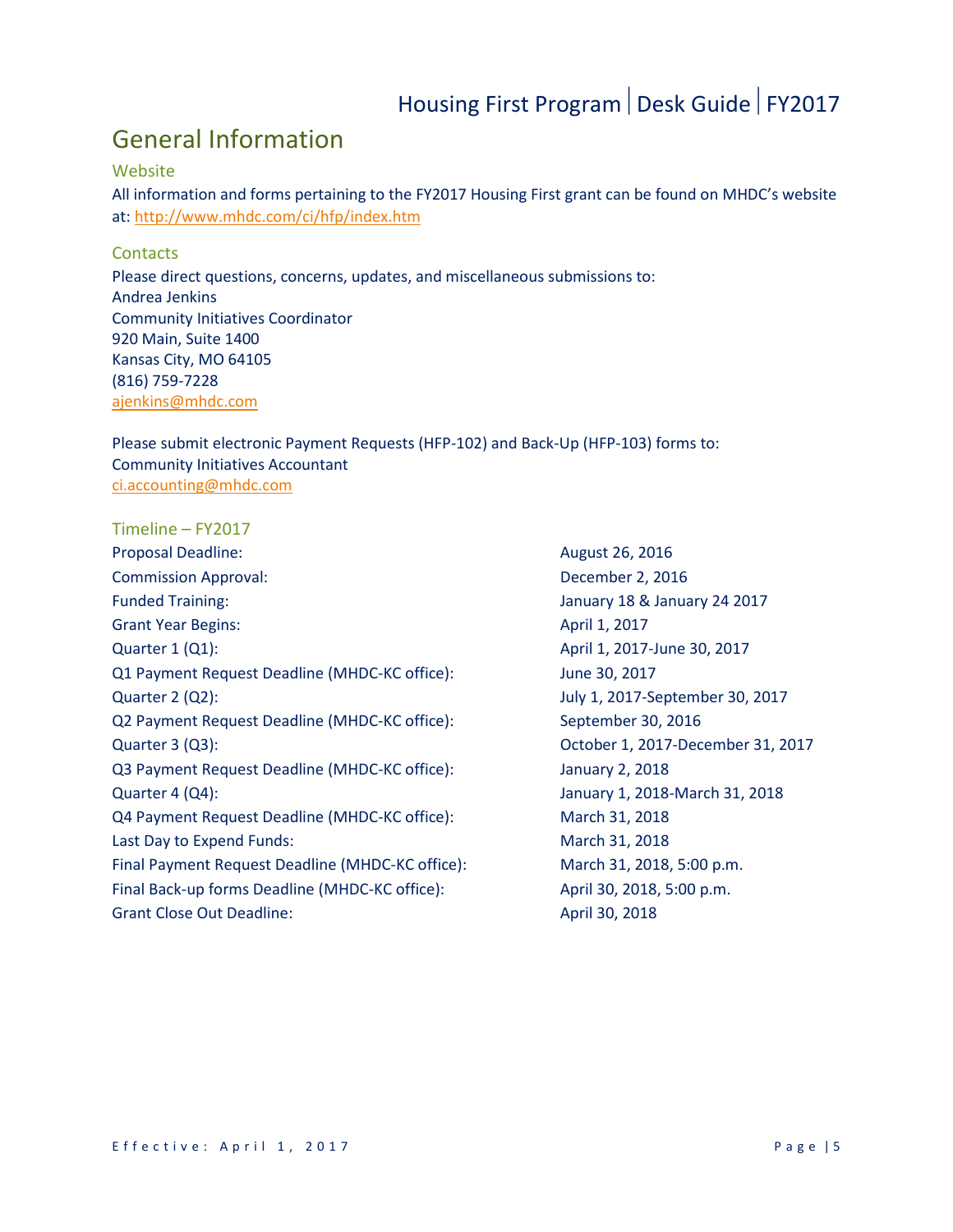# General Information

## Website

All information and forms pertaining to the FY2017 Housing First grant can be found on MHDC's website at: http://www.mhdc.com/ci/hfp/index.htm

## Contacts

Please direct questions, concerns, updates, and miscellaneous submissions to:
Andrea Jenkins
Community Initiatives Coordinator
920 Main, Suite 1400
Kansas City, MO 64105
(816) 759-7228
ajenkins@mhdc.com

Please submit electronic Payment Requests (HFP-102) and Back-Up (HFP-103) forms to:
Community Initiatives Accountant
ci.accounting@mhdc.com

## Timeline – FY2017

| | |
|---|---|
| Proposal Deadline: | August 26, 2016 |
| Commission Approval: | December 2, 2016 |
| Funded Training: | January 18 & January 24 2017 |
| Grant Year Begins: | April 1, 2017 |
| Quarter 1 (Q1): | April 1, 2017-June 30, 2017 |
| Q1 Payment Request Deadline (MHDC-KC office): | June 30, 2017 |
| Quarter 2 (Q2): | July 1, 2017-September 30, 2017 |
| Q2 Payment Request Deadline (MHDC-KC office): | September 30, 2016 |
| Quarter 3 (Q3): | October 1, 2017-December 31, 2017 |
| Q3 Payment Request Deadline (MHDC-KC office): | January 2, 2018 |
| Quarter 4 (Q4): | January 1, 2018-March 31, 2018 |
| Q4 Payment Request Deadline (MHDC-KC office): | March 31, 2018 |
| Last Day to Expend Funds: | March 31, 2018 |
| Final Payment Request Deadline (MHDC-KC office): | March 31, 2018, 5:00 p.m. |
| Final Back-up forms Deadline (MHDC-KC office): | April 30, 2018, 5:00 p.m. |
| Grant Close Out Deadline: | April 30, 2018 |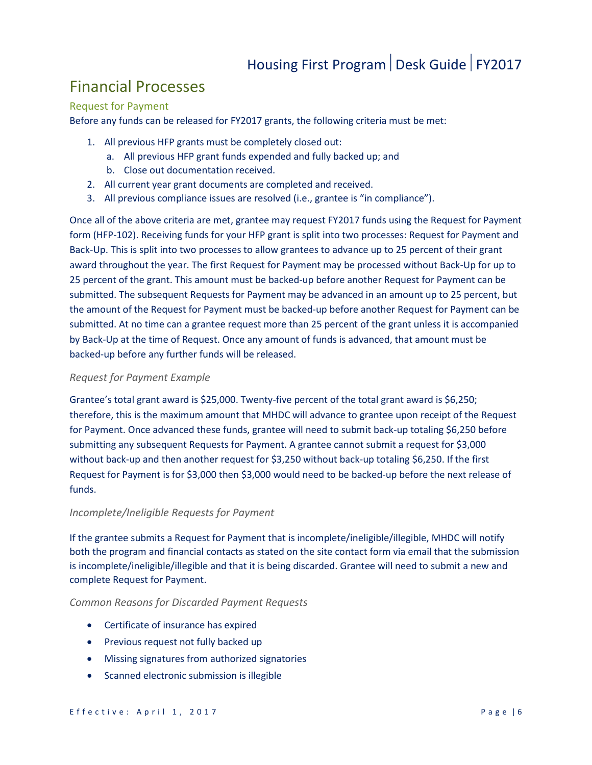## Financial Processes

### Request for Payment

Before any funds can be released for FY2017 grants, the following criteria must be met:

1. All previous HFP grants must be completely closed out:
   a. All previous HFP grant funds expended and fully backed up; and
   b. Close out documentation received.
2. All current year grant documents are completed and received.
3. All previous compliance issues are resolved (i.e., grantee is "in compliance").

Once all of the above criteria are met, grantee may request FY2017 funds using the Request for Payment form (HFP-102). Receiving funds for your HFP grant is split into two processes: Request for Payment and Back-Up. This is split into two processes to allow grantees to advance up to 25 percent of their grant award throughout the year. The first Request for Payment may be processed without Back-Up for up to 25 percent of the grant. This amount must be backed-up before another Request for Payment can be submitted. The subsequent Requests for Payment may be advanced in an amount up to 25 percent, but the amount of the Request for Payment must be backed-up before another Request for Payment can be submitted. At no time can a grantee request more than 25 percent of the grant unless it is accompanied by Back-Up at the time of Request. Once any amount of funds is advanced, that amount must be backed-up before any further funds will be released.

#### *Request for Payment Example*

Grantee's total grant award is $25,000. Twenty-five percent of the total grant award is $6,250; therefore, this is the maximum amount that MHDC will advance to grantee upon receipt of the Request for Payment. Once advanced these funds, grantee will need to submit back-up totaling $6,250 before submitting any subsequent Requests for Payment. A grantee cannot submit a request for $3,000 without back-up and then another request for $3,250 without back-up totaling $6,250. If the first Request for Payment is for $3,000 then $3,000 would need to be backed-up before the next release of funds.

#### *Incomplete/Ineligible Requests for Payment*

If the grantee submits a Request for Payment that is incomplete/ineligible/illegible, MHDC will notify both the program and financial contacts as stated on the site contact form via email that the submission is incomplete/ineligible/illegible and that it is being discarded. Grantee will need to submit a new and complete Request for Payment.

#### *Common Reasons for Discarded Payment Requests*

- Certificate of insurance has expired
- Previous request not fully backed up
- Missing signatures from authorized signatories
- Scanned electronic submission is illegible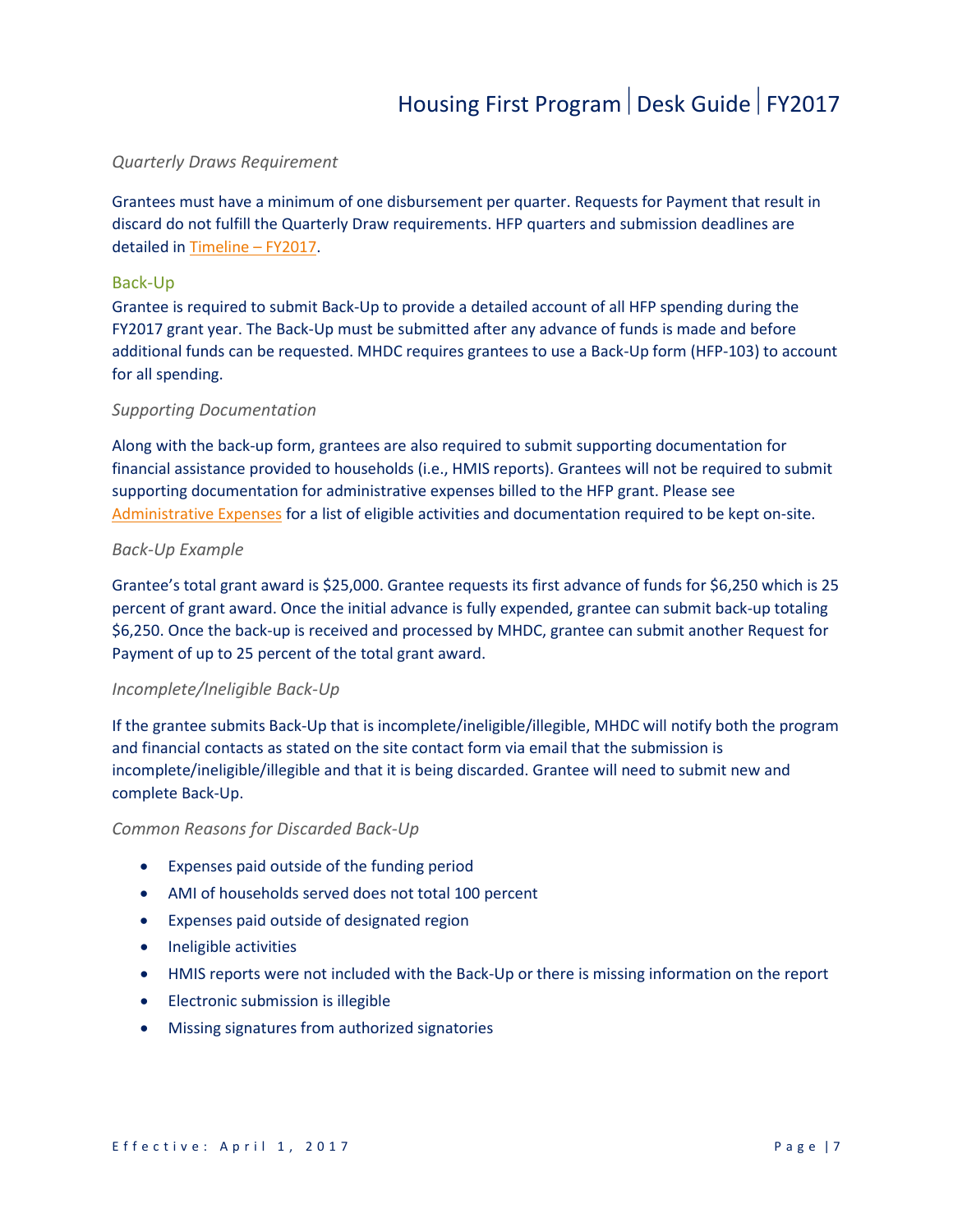### *Quarterly Draws Requirement*

Grantees must have a minimum of one disbursement per quarter. Requests for Payment that result in discard do not fulfill the Quarterly Draw requirements. HFP quarters and submission deadlines are detailed in Timeline – FY2017.

## Back-Up

Grantee is required to submit Back-Up to provide a detailed account of all HFP spending during the FY2017 grant year. The Back-Up must be submitted after any advance of funds is made and before additional funds can be requested. MHDC requires grantees to use a Back-Up form (HFP-103) to account for all spending.

### *Supporting Documentation*

Along with the back-up form, grantees are also required to submit supporting documentation for financial assistance provided to households (i.e., HMIS reports). Grantees will not be required to submit supporting documentation for administrative expenses billed to the HFP grant. Please see Administrative Expenses for a list of eligible activities and documentation required to be kept on-site.

### *Back-Up Example*

Grantee's total grant award is $25,000. Grantee requests its first advance of funds for $6,250 which is 25 percent of grant award. Once the initial advance is fully expended, grantee can submit back-up totaling $6,250. Once the back-up is received and processed by MHDC, grantee can submit another Request for Payment of up to 25 percent of the total grant award.

### *Incomplete/Ineligible Back-Up*

If the grantee submits Back-Up that is incomplete/ineligible/illegible, MHDC will notify both the program and financial contacts as stated on the site contact form via email that the submission is incomplete/ineligible/illegible and that it is being discarded. Grantee will need to submit new and complete Back-Up.

### *Common Reasons for Discarded Back-Up*

- Expenses paid outside of the funding period
- AMI of households served does not total 100 percent
- Expenses paid outside of designated region
- Ineligible activities
- HMIS reports were not included with the Back-Up or there is missing information on the report
- Electronic submission is illegible
- Missing signatures from authorized signatories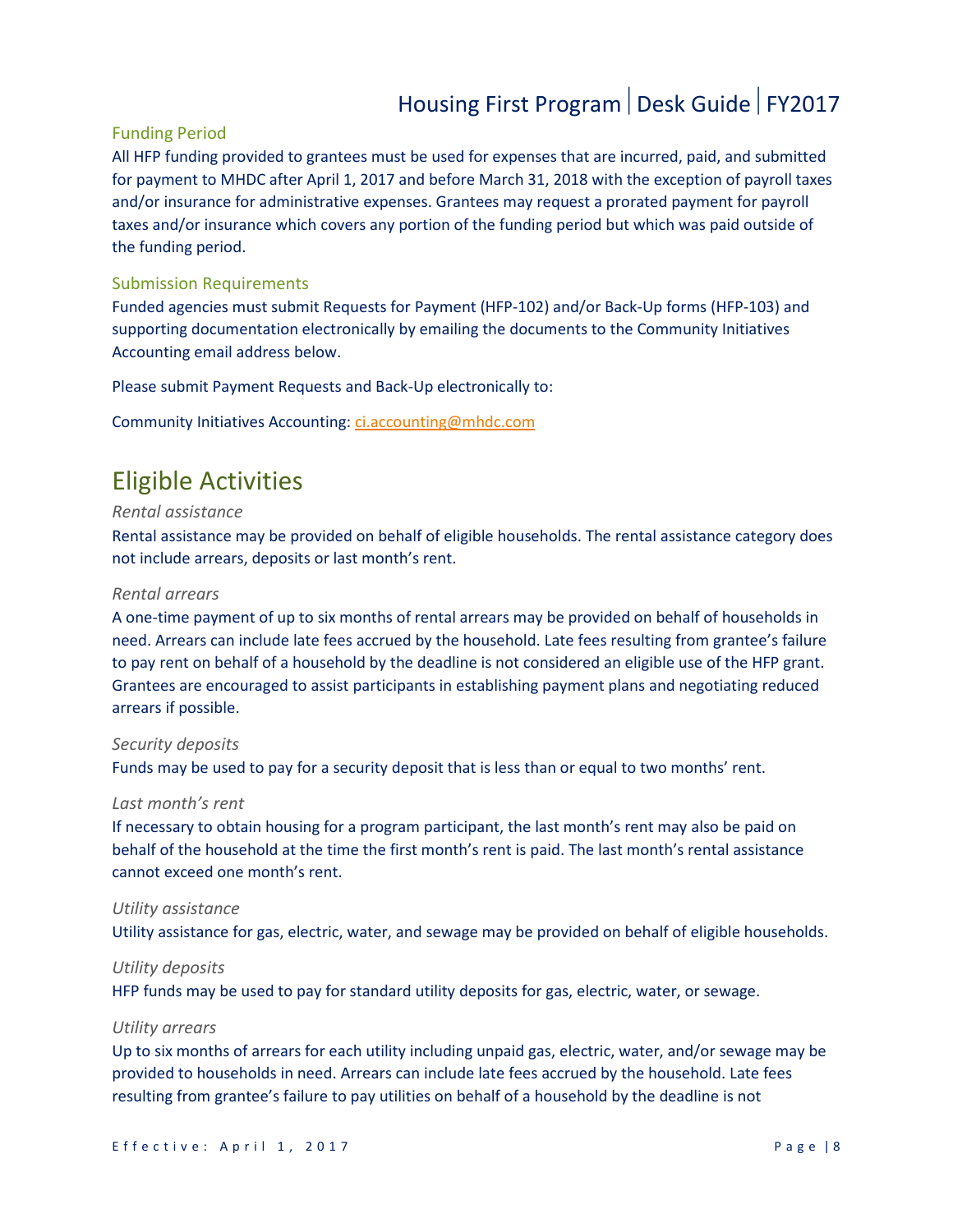### Funding Period

All HFP funding provided to grantees must be used for expenses that are incurred, paid, and submitted for payment to MHDC after April 1, 2017 and before March 31, 2018 with the exception of payroll taxes and/or insurance for administrative expenses. Grantees may request a prorated payment for payroll taxes and/or insurance which covers any portion of the funding period but which was paid outside of the funding period.

### Submission Requirements

Funded agencies must submit Requests for Payment (HFP-102) and/or Back-Up forms (HFP-103) and supporting documentation electronically by emailing the documents to the Community Initiatives Accounting email address below.

Please submit Payment Requests and Back-Up electronically to:

Community Initiatives Accounting: ci.accounting@mhdc.com

## Eligible Activities

*Rental assistance*

Rental assistance may be provided on behalf of eligible households. The rental assistance category does not include arrears, deposits or last month's rent.

*Rental arrears*

A one-time payment of up to six months of rental arrears may be provided on behalf of households in need. Arrears can include late fees accrued by the household. Late fees resulting from grantee's failure to pay rent on behalf of a household by the deadline is not considered an eligible use of the HFP grant. Grantees are encouraged to assist participants in establishing payment plans and negotiating reduced arrears if possible.

*Security deposits*

Funds may be used to pay for a security deposit that is less than or equal to two months' rent.

*Last month's rent*

If necessary to obtain housing for a program participant, the last month's rent may also be paid on behalf of the household at the time the first month's rent is paid. The last month's rental assistance cannot exceed one month's rent.

*Utility assistance*

Utility assistance for gas, electric, water, and sewage may be provided on behalf of eligible households.

*Utility deposits*

HFP funds may be used to pay for standard utility deposits for gas, electric, water, or sewage.

*Utility arrears*

Up to six months of arrears for each utility including unpaid gas, electric, water, and/or sewage may be provided to households in need. Arrears can include late fees accrued by the household. Late fees resulting from grantee's failure to pay utilities on behalf of a household by the deadline is not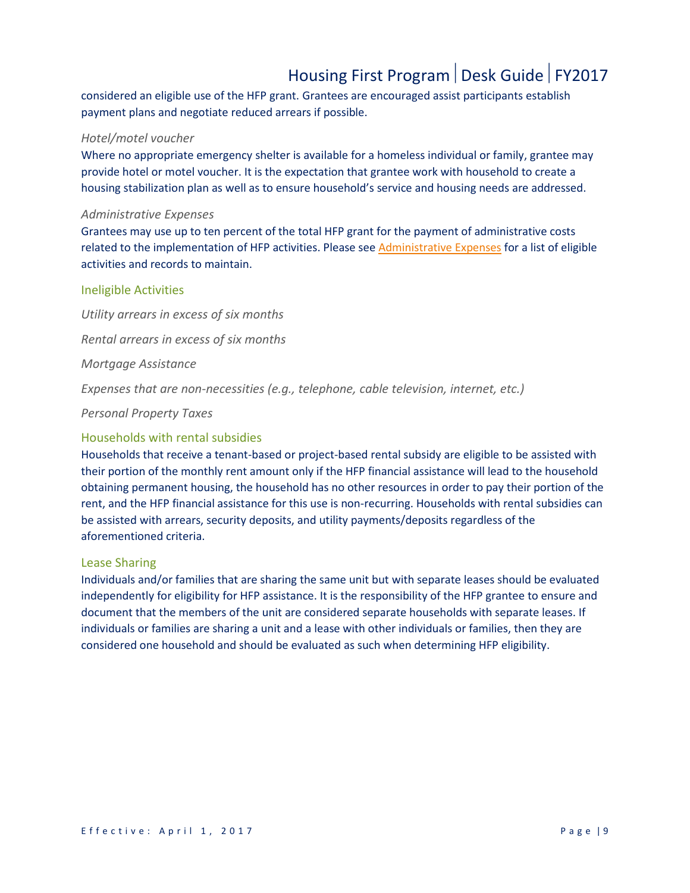considered an eligible use of the HFP grant. Grantees are encouraged assist participants establish payment plans and negotiate reduced arrears if possible.

*Hotel/motel voucher*

Where no appropriate emergency shelter is available for a homeless individual or family, grantee may provide hotel or motel voucher. It is the expectation that grantee work with household to create a housing stabilization plan as well as to ensure household's service and housing needs are addressed.

*Administrative Expenses*

Grantees may use up to ten percent of the total HFP grant for the payment of administrative costs related to the implementation of HFP activities. Please see Administrative Expenses for a list of eligible activities and records to maintain.

### Ineligible Activities

*Utility arrears in excess of six months*

*Rental arrears in excess of six months*

*Mortgage Assistance*

*Expenses that are non-necessities (e.g., telephone, cable television, internet, etc.)*

*Personal Property Taxes*

### Households with rental subsidies

Households that receive a tenant-based or project-based rental subsidy are eligible to be assisted with their portion of the monthly rent amount only if the HFP financial assistance will lead to the household obtaining permanent housing, the household has no other resources in order to pay their portion of the rent, and the HFP financial assistance for this use is non-recurring. Households with rental subsidies can be assisted with arrears, security deposits, and utility payments/deposits regardless of the aforementioned criteria.

### Lease Sharing

Individuals and/or families that are sharing the same unit but with separate leases should be evaluated independently for eligibility for HFP assistance. It is the responsibility of the HFP grantee to ensure and document that the members of the unit are considered separate households with separate leases. If individuals or families are sharing a unit and a lease with other individuals or families, then they are considered one household and should be evaluated as such when determining HFP eligibility.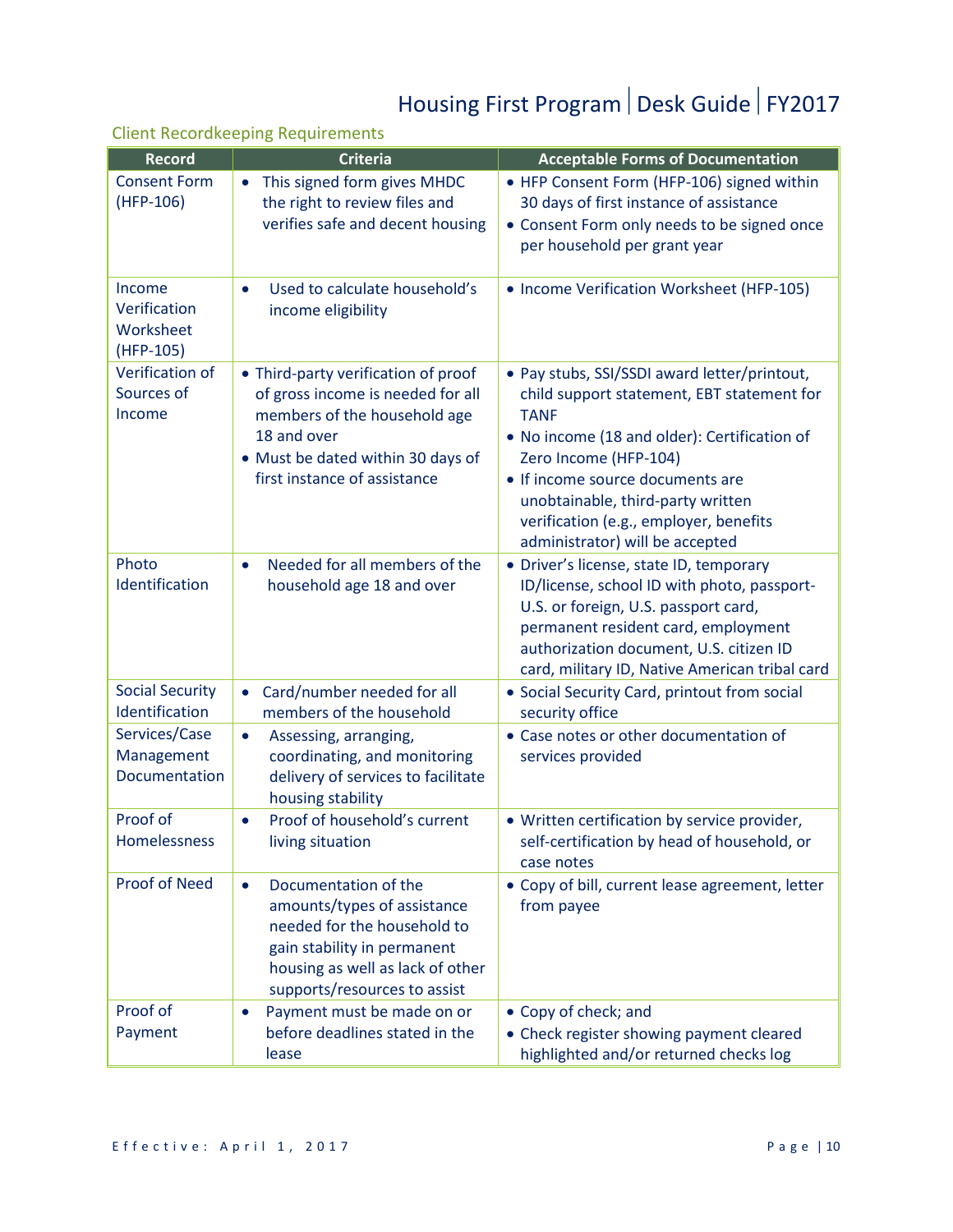## Client Recordkeeping Requirements

| Record | Criteria | Acceptable Forms of Documentation |
|---|---|---|
| Consent Form (HFP-106) | • This signed form gives MHDC the right to review files and verifies safe and decent housing | • HFP Consent Form (HFP-106) signed within 30 days of first instance of assistance<br>• Consent Form only needs to be signed once per household per grant year |
| Income Verification Worksheet (HFP-105) | • Used to calculate household's income eligibility | • Income Verification Worksheet (HFP-105) |
| Verification of Sources of Income | • Third-party verification of proof of gross income is needed for all members of the household age 18 and over<br>• Must be dated within 30 days of first instance of assistance | • Pay stubs, SSI/SSDI award letter/printout, child support statement, EBT statement for TANF<br>• No income (18 and older): Certification of Zero Income (HFP-104)<br>• If income source documents are unobtainable, third-party written verification (e.g., employer, benefits administrator) will be accepted |
| Photo Identification | • Needed for all members of the household age 18 and over | • Driver's license, state ID, temporary ID/license, school ID with photo, passport-U.S. or foreign, U.S. passport card, permanent resident card, employment authorization document, U.S. citizen ID card, military ID, Native American tribal card |
| Social Security Identification | • Card/number needed for all members of the household | • Social Security Card, printout from social security office |
| Services/Case Management Documentation | • Assessing, arranging, coordinating, and monitoring delivery of services to facilitate housing stability | • Case notes or other documentation of services provided |
| Proof of Homelessness | • Proof of household's current living situation | • Written certification by service provider, self-certification by head of household, or case notes |
| Proof of Need | • Documentation of the amounts/types of assistance needed for the household to gain stability in permanent housing as well as lack of other supports/resources to assist | • Copy of bill, current lease agreement, letter from payee |
| Proof of Payment | • Payment must be made on or before deadlines stated in the lease | • Copy of check; and<br>• Check register showing payment cleared highlighted and/or returned checks log |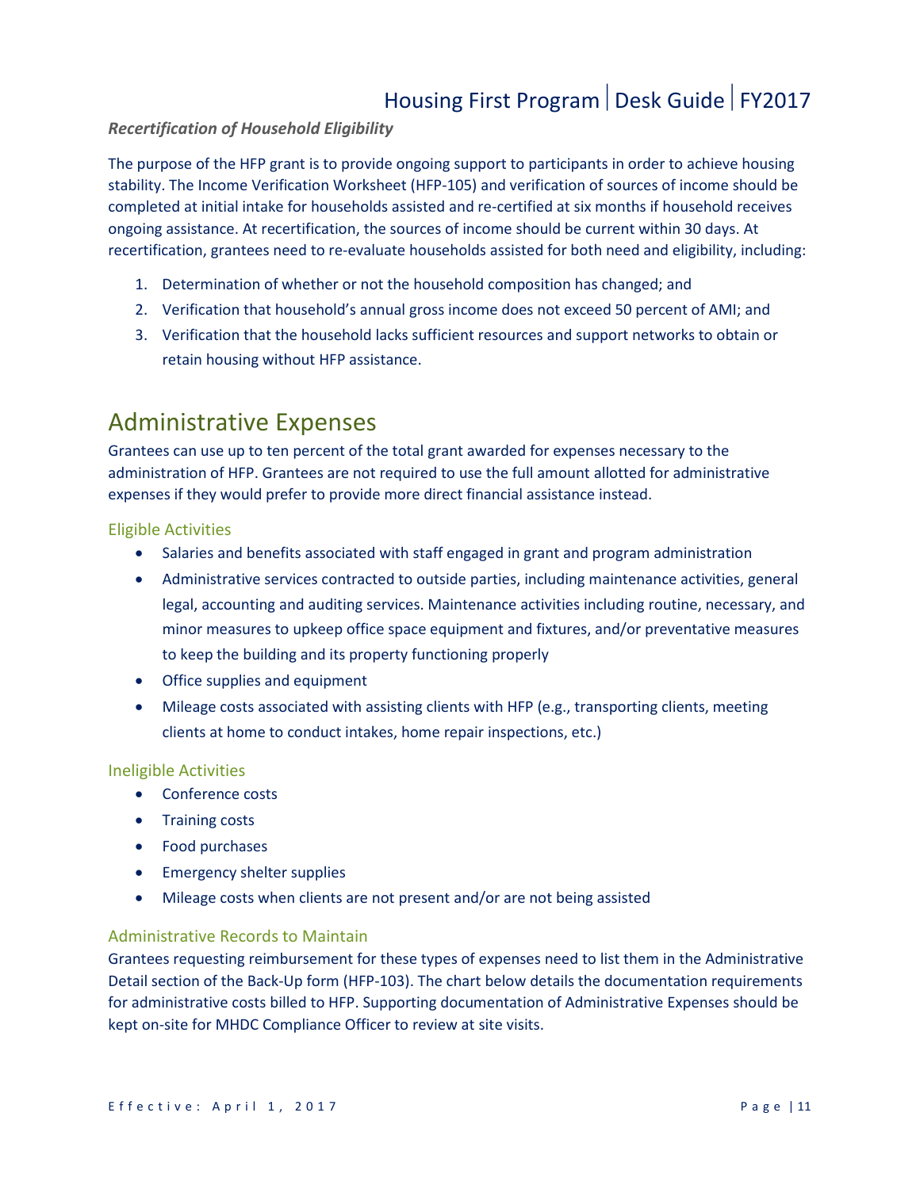### *Recertification of Household Eligibility*

The purpose of the HFP grant is to provide ongoing support to participants in order to achieve housing stability. The Income Verification Worksheet (HFP-105) and verification of sources of income should be completed at initial intake for households assisted and re-certified at six months if household receives ongoing assistance. At recertification, the sources of income should be current within 30 days. At recertification, grantees need to re-evaluate households assisted for both need and eligibility, including:

1. Determination of whether or not the household composition has changed; and
2. Verification that household's annual gross income does not exceed 50 percent of AMI; and
3. Verification that the household lacks sufficient resources and support networks to obtain or retain housing without HFP assistance.

# Administrative Expenses

Grantees can use up to ten percent of the total grant awarded for expenses necessary to the administration of HFP. Grantees are not required to use the full amount allotted for administrative expenses if they would prefer to provide more direct financial assistance instead.

## Eligible Activities

- Salaries and benefits associated with staff engaged in grant and program administration
- Administrative services contracted to outside parties, including maintenance activities, general legal, accounting and auditing services. Maintenance activities including routine, necessary, and minor measures to upkeep office space equipment and fixtures, and/or preventative measures to keep the building and its property functioning properly
- Office supplies and equipment
- Mileage costs associated with assisting clients with HFP (e.g., transporting clients, meeting clients at home to conduct intakes, home repair inspections, etc.)

## Ineligible Activities

- Conference costs
- Training costs
- Food purchases
- Emergency shelter supplies
- Mileage costs when clients are not present and/or are not being assisted

## Administrative Records to Maintain

Grantees requesting reimbursement for these types of expenses need to list them in the Administrative Detail section of the Back-Up form (HFP-103). The chart below details the documentation requirements for administrative costs billed to HFP. Supporting documentation of Administrative Expenses should be kept on-site for MHDC Compliance Officer to review at site visits.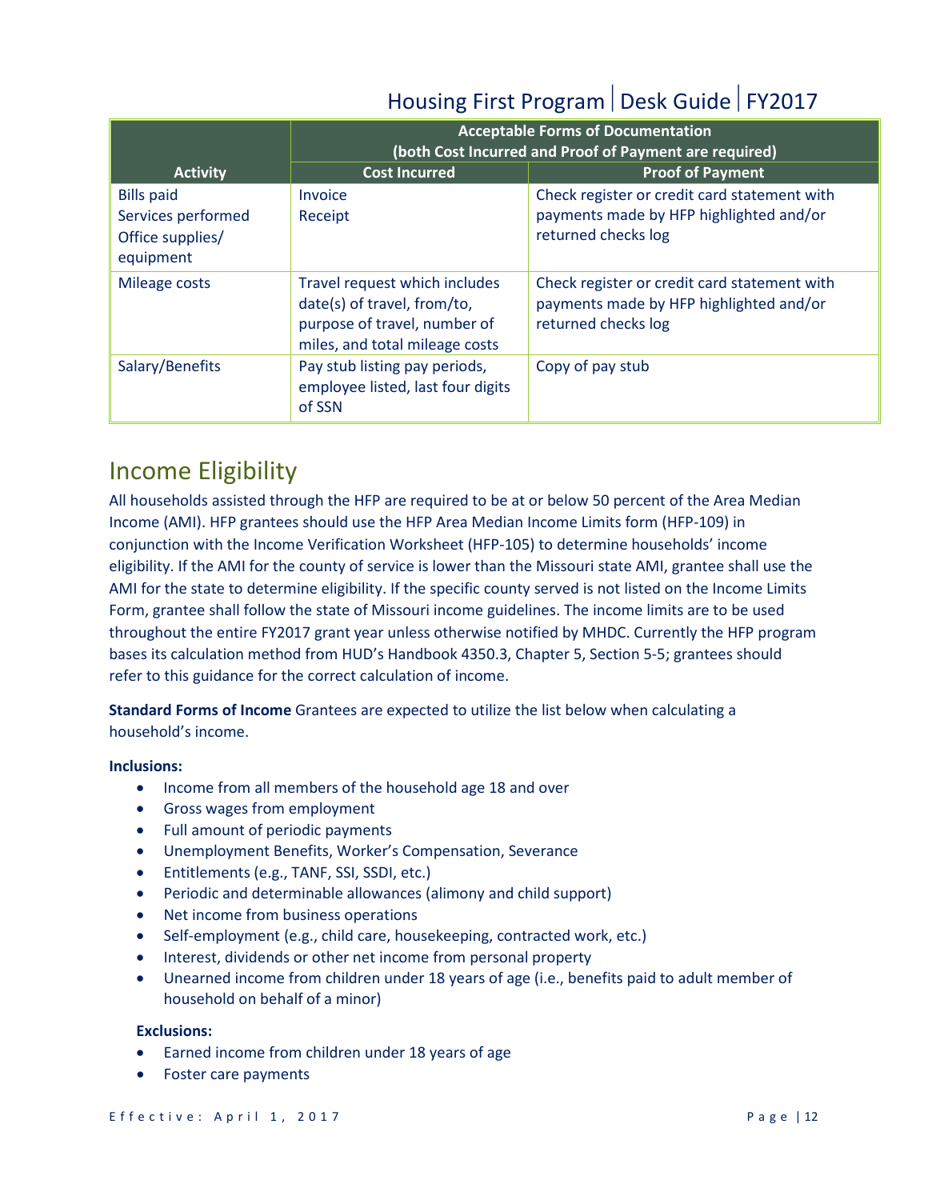| Activity | Acceptable Forms of Documentation (both Cost Incurred and Proof of Payment are required) | |
|---|---|---|
| | Cost Incurred | Proof of Payment |
| Bills paid<br>Services performed<br>Office supplies/ equipment | Invoice<br>Receipt | Check register or credit card statement with payments made by HFP highlighted and/or returned checks log |
| Mileage costs | Travel request which includes date(s) of travel, from/to, purpose of travel, number of miles, and total mileage costs | Check register or credit card statement with payments made by HFP highlighted and/or returned checks log |
| Salary/Benefits | Pay stub listing pay periods, employee listed, last four digits of SSN | Copy of pay stub |

# Income Eligibility

All households assisted through the HFP are required to be at or below 50 percent of the Area Median Income (AMI). HFP grantees should use the HFP Area Median Income Limits form (HFP-109) in conjunction with the Income Verification Worksheet (HFP-105) to determine households' income eligibility. If the AMI for the county of service is lower than the Missouri state AMI, grantee shall use the AMI for the state to determine eligibility. If the specific county served is not listed on the Income Limits Form, grantee shall follow the state of Missouri income guidelines. The income limits are to be used throughout the entire FY2017 grant year unless otherwise notified by MHDC. Currently the HFP program bases its calculation method from HUD's Handbook 4350.3, Chapter 5, Section 5-5; grantees should refer to this guidance for the correct calculation of income.

**Standard Forms of Income** Grantees are expected to utilize the list below when calculating a household's income.

**Inclusions:**

- Income from all members of the household age 18 and over
- Gross wages from employment
- Full amount of periodic payments
- Unemployment Benefits, Worker's Compensation, Severance
- Entitlements (e.g., TANF, SSI, SSDI, etc.)
- Periodic and determinable allowances (alimony and child support)
- Net income from business operations
- Self-employment (e.g., child care, housekeeping, contracted work, etc.)
- Interest, dividends or other net income from personal property
- Unearned income from children under 18 years of age (i.e., benefits paid to adult member of household on behalf of a minor)

**Exclusions:**

- Earned income from children under 18 years of age
- Foster care payments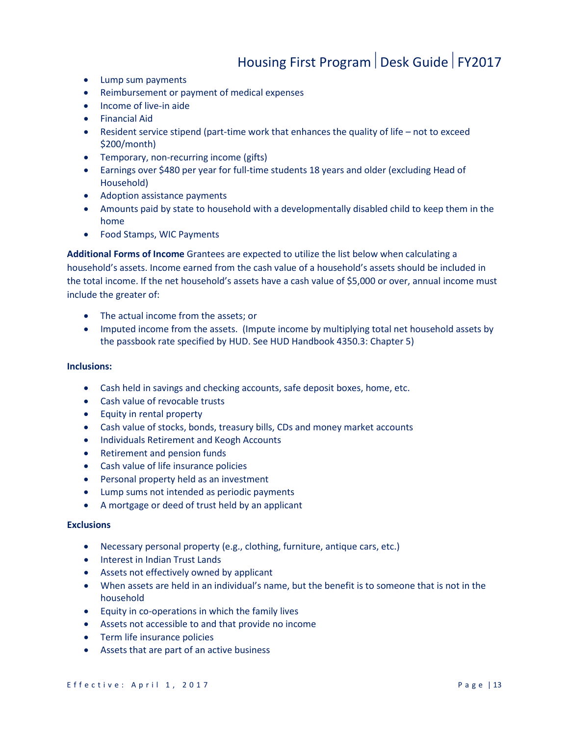- Lump sum payments
- Reimbursement or payment of medical expenses
- Income of live-in aide
- Financial Aid
- Resident service stipend (part-time work that enhances the quality of life – not to exceed $200/month)
- Temporary, non-recurring income (gifts)
- Earnings over $480 per year for full-time students 18 years and older (excluding Head of Household)
- Adoption assistance payments
- Amounts paid by state to household with a developmentally disabled child to keep them in the home
- Food Stamps, WIC Payments

**Additional Forms of Income** Grantees are expected to utilize the list below when calculating a household's assets. Income earned from the cash value of a household's assets should be included in the total income. If the net household's assets have a cash value of $5,000 or over, annual income must include the greater of:

- The actual income from the assets; or
- Imputed income from the assets. (Impute income by multiplying total net household assets by the passbook rate specified by HUD. See HUD Handbook 4350.3: Chapter 5)

**Inclusions:**

- Cash held in savings and checking accounts, safe deposit boxes, home, etc.
- Cash value of revocable trusts
- Equity in rental property
- Cash value of stocks, bonds, treasury bills, CDs and money market accounts
- Individuals Retirement and Keogh Accounts
- Retirement and pension funds
- Cash value of life insurance policies
- Personal property held as an investment
- Lump sums not intended as periodic payments
- A mortgage or deed of trust held by an applicant

**Exclusions**

- Necessary personal property (e.g., clothing, furniture, antique cars, etc.)
- Interest in Indian Trust Lands
- Assets not effectively owned by applicant
- When assets are held in an individual's name, but the benefit is to someone that is not in the household
- Equity in co-operations in which the family lives
- Assets not accessible to and that provide no income
- Term life insurance policies
- Assets that are part of an active business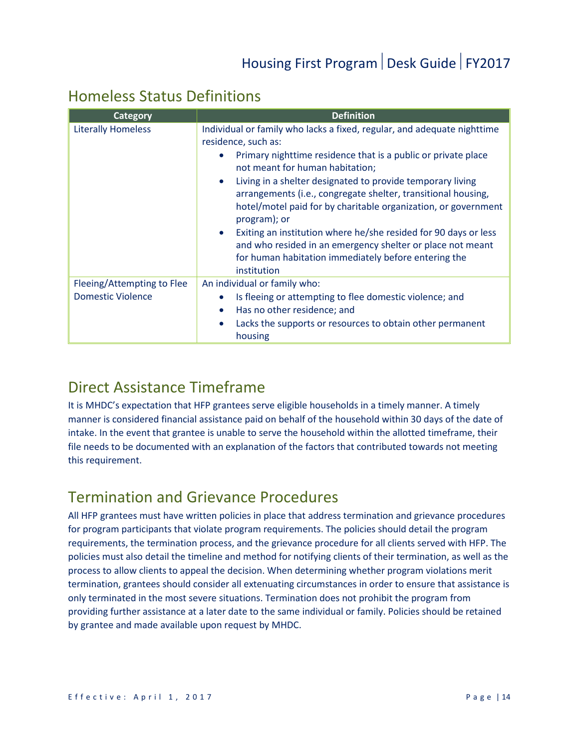## Homeless Status Definitions

| Category | Definition |
|---|---|
| Literally Homeless | Individual or family who lacks a fixed, regular, and adequate nighttime residence, such as:<br>• Primary nighttime residence that is a public or private place not meant for human habitation;<br>• Living in a shelter designated to provide temporary living arrangements (i.e., congregate shelter, transitional housing, hotel/motel paid for by charitable organization, or government program); or<br>• Exiting an institution where he/she resided for 90 days or less and who resided in an emergency shelter or place not meant for human habitation immediately before entering the institution |
| Fleeing/Attempting to Flee Domestic Violence | An individual or family who:<br>• Is fleeing or attempting to flee domestic violence; and<br>• Has no other residence; and<br>• Lacks the supports or resources to obtain other permanent housing |

## Direct Assistance Timeframe

It is MHDC's expectation that HFP grantees serve eligible households in a timely manner. A timely manner is considered financial assistance paid on behalf of the household within 30 days of the date of intake. In the event that grantee is unable to serve the household within the allotted timeframe, their file needs to be documented with an explanation of the factors that contributed towards not meeting this requirement.

## Termination and Grievance Procedures

All HFP grantees must have written policies in place that address termination and grievance procedures for program participants that violate program requirements. The policies should detail the program requirements, the termination process, and the grievance procedure for all clients served with HFP. The policies must also detail the timeline and method for notifying clients of their termination, as well as the process to allow clients to appeal the decision. When determining whether program violations merit termination, grantees should consider all extenuating circumstances in order to ensure that assistance is only terminated in the most severe situations. Termination does not prohibit the program from providing further assistance at a later date to the same individual or family. Policies should be retained by grantee and made available upon request by MHDC.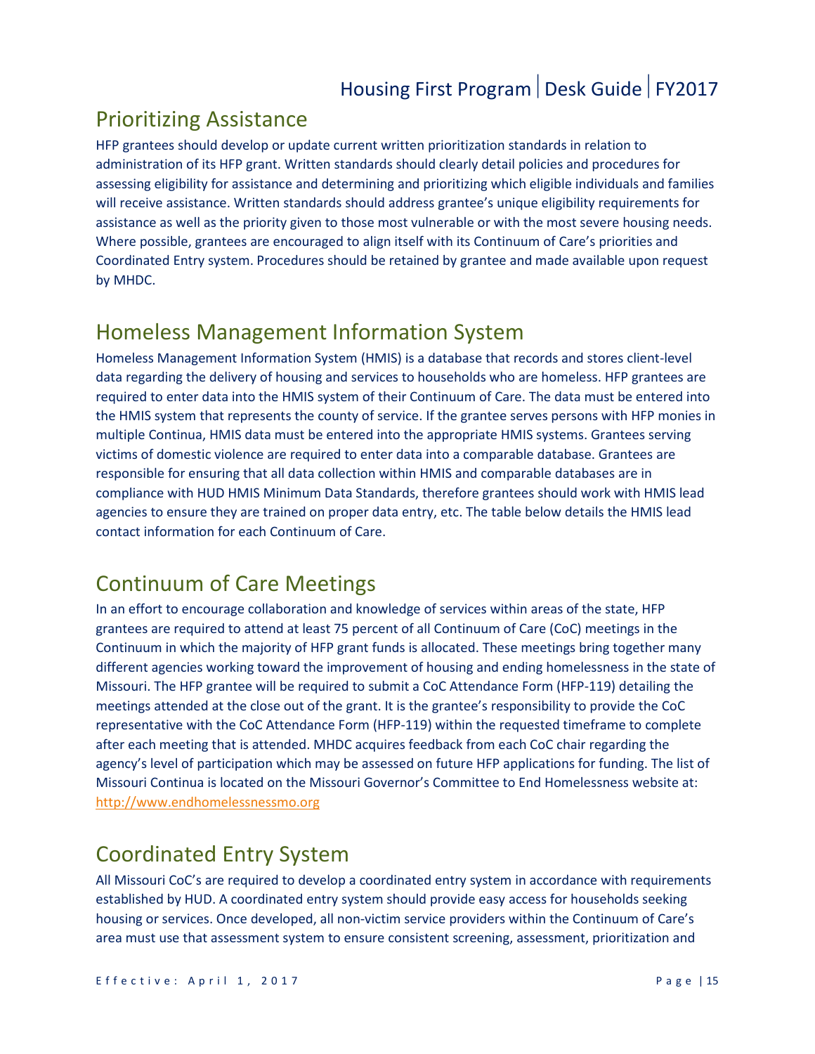## Prioritizing Assistance

HFP grantees should develop or update current written prioritization standards in relation to administration of its HFP grant. Written standards should clearly detail policies and procedures for assessing eligibility for assistance and determining and prioritizing which eligible individuals and families will receive assistance. Written standards should address grantee's unique eligibility requirements for assistance as well as the priority given to those most vulnerable or with the most severe housing needs. Where possible, grantees are encouraged to align itself with its Continuum of Care's priorities and Coordinated Entry system. Procedures should be retained by grantee and made available upon request by MHDC.

## Homeless Management Information System

Homeless Management Information System (HMIS) is a database that records and stores client-level data regarding the delivery of housing and services to households who are homeless. HFP grantees are required to enter data into the HMIS system of their Continuum of Care. The data must be entered into the HMIS system that represents the county of service. If the grantee serves persons with HFP monies in multiple Continua, HMIS data must be entered into the appropriate HMIS systems. Grantees serving victims of domestic violence are required to enter data into a comparable database. Grantees are responsible for ensuring that all data collection within HMIS and comparable databases are in compliance with HUD HMIS Minimum Data Standards, therefore grantees should work with HMIS lead agencies to ensure they are trained on proper data entry, etc. The table below details the HMIS lead contact information for each Continuum of Care.

## Continuum of Care Meetings

In an effort to encourage collaboration and knowledge of services within areas of the state, HFP grantees are required to attend at least 75 percent of all Continuum of Care (CoC) meetings in the Continuum in which the majority of HFP grant funds is allocated. These meetings bring together many different agencies working toward the improvement of housing and ending homelessness in the state of Missouri. The HFP grantee will be required to submit a CoC Attendance Form (HFP-119) detailing the meetings attended at the close out of the grant. It is the grantee's responsibility to provide the CoC representative with the CoC Attendance Form (HFP-119) within the requested timeframe to complete after each meeting that is attended. MHDC acquires feedback from each CoC chair regarding the agency's level of participation which may be assessed on future HFP applications for funding. The list of Missouri Continua is located on the Missouri Governor's Committee to End Homelessness website at: http://www.endhomelessnessmo.org

## Coordinated Entry System

All Missouri CoC's are required to develop a coordinated entry system in accordance with requirements established by HUD. A coordinated entry system should provide easy access for households seeking housing or services. Once developed, all non-victim service providers within the Continuum of Care's area must use that assessment system to ensure consistent screening, assessment, prioritization and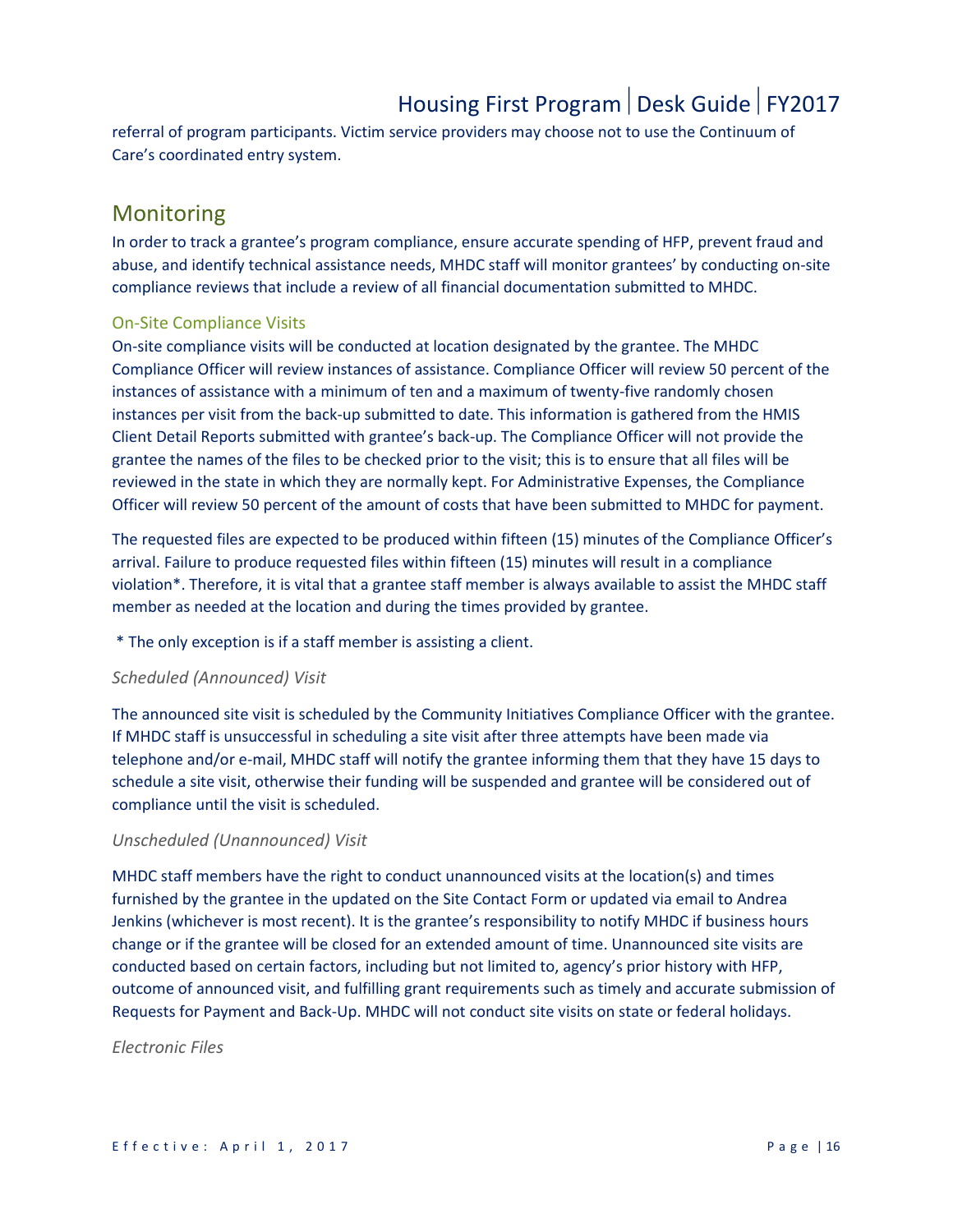referral of program participants. Victim service providers may choose not to use the Continuum of Care's coordinated entry system.

## Monitoring

In order to track a grantee's program compliance, ensure accurate spending of HFP, prevent fraud and abuse, and identify technical assistance needs, MHDC staff will monitor grantees' by conducting on-site compliance reviews that include a review of all financial documentation submitted to MHDC.

### On-Site Compliance Visits

On-site compliance visits will be conducted at location designated by the grantee. The MHDC Compliance Officer will review instances of assistance. Compliance Officer will review 50 percent of the instances of assistance with a minimum of ten and a maximum of twenty-five randomly chosen instances per visit from the back-up submitted to date. This information is gathered from the HMIS Client Detail Reports submitted with grantee's back-up. The Compliance Officer will not provide the grantee the names of the files to be checked prior to the visit; this is to ensure that all files will be reviewed in the state in which they are normally kept. For Administrative Expenses, the Compliance Officer will review 50 percent of the amount of costs that have been submitted to MHDC for payment.

The requested files are expected to be produced within fifteen (15) minutes of the Compliance Officer's arrival. Failure to produce requested files within fifteen (15) minutes will result in a compliance violation*. Therefore, it is vital that a grantee staff member is always available to assist the MHDC staff member as needed at the location and during the times provided by grantee.

\* The only exception is if a staff member is assisting a client.

*Scheduled (Announced) Visit*

The announced site visit is scheduled by the Community Initiatives Compliance Officer with the grantee. If MHDC staff is unsuccessful in scheduling a site visit after three attempts have been made via telephone and/or e-mail, MHDC staff will notify the grantee informing them that they have 15 days to schedule a site visit, otherwise their funding will be suspended and grantee will be considered out of compliance until the visit is scheduled.

*Unscheduled (Unannounced) Visit*

MHDC staff members have the right to conduct unannounced visits at the location(s) and times furnished by the grantee in the updated on the Site Contact Form or updated via email to Andrea Jenkins (whichever is most recent). It is the grantee's responsibility to notify MHDC if business hours change or if the grantee will be closed for an extended amount of time. Unannounced site visits are conducted based on certain factors, including but not limited to, agency's prior history with HFP, outcome of announced visit, and fulfilling grant requirements such as timely and accurate submission of Requests for Payment and Back-Up. MHDC will not conduct site visits on state or federal holidays.

*Electronic Files*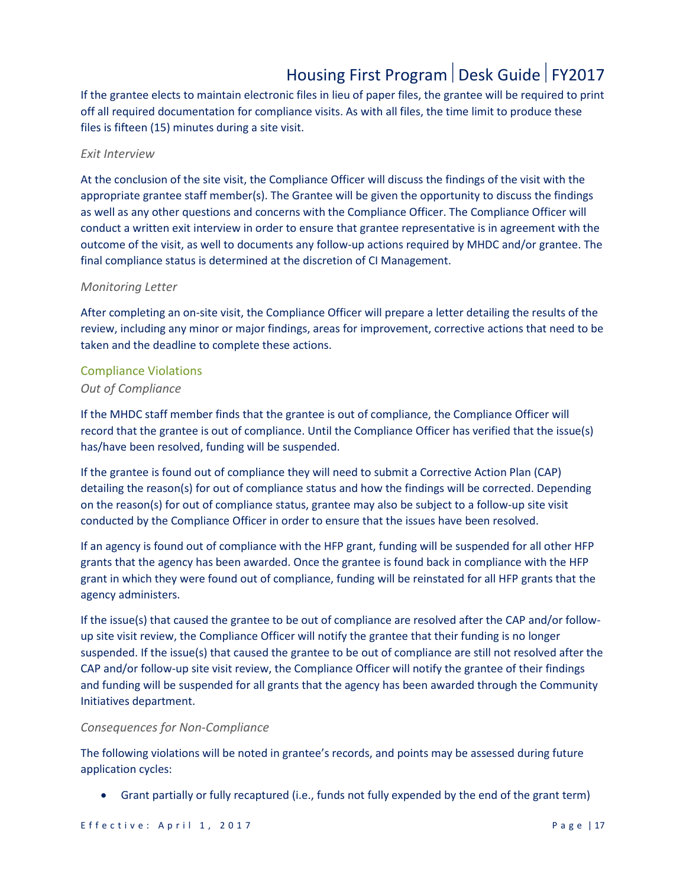If the grantee elects to maintain electronic files in lieu of paper files, the grantee will be required to print off all required documentation for compliance visits. As with all files, the time limit to produce these files is fifteen (15) minutes during a site visit.

*Exit Interview*

At the conclusion of the site visit, the Compliance Officer will discuss the findings of the visit with the appropriate grantee staff member(s). The Grantee will be given the opportunity to discuss the findings as well as any other questions and concerns with the Compliance Officer. The Compliance Officer will conduct a written exit interview in order to ensure that grantee representative is in agreement with the outcome of the visit, as well to documents any follow-up actions required by MHDC and/or grantee. The final compliance status is determined at the discretion of CI Management.

*Monitoring Letter*

After completing an on-site visit, the Compliance Officer will prepare a letter detailing the results of the review, including any minor or major findings, areas for improvement, corrective actions that need to be taken and the deadline to complete these actions.

## Compliance Violations

*Out of Compliance*

If the MHDC staff member finds that the grantee is out of compliance, the Compliance Officer will record that the grantee is out of compliance. Until the Compliance Officer has verified that the issue(s) has/have been resolved, funding will be suspended.

If the grantee is found out of compliance they will need to submit a Corrective Action Plan (CAP) detailing the reason(s) for out of compliance status and how the findings will be corrected. Depending on the reason(s) for out of compliance status, grantee may also be subject to a follow-up site visit conducted by the Compliance Officer in order to ensure that the issues have been resolved.

If an agency is found out of compliance with the HFP grant, funding will be suspended for all other HFP grants that the agency has been awarded. Once the grantee is found back in compliance with the HFP grant in which they were found out of compliance, funding will be reinstated for all HFP grants that the agency administers.

If the issue(s) that caused the grantee to be out of compliance are resolved after the CAP and/or follow-up site visit review, the Compliance Officer will notify the grantee that their funding is no longer suspended. If the issue(s) that caused the grantee to be out of compliance are still not resolved after the CAP and/or follow-up site visit review, the Compliance Officer will notify the grantee of their findings and funding will be suspended for all grants that the agency has been awarded through the Community Initiatives department.

*Consequences for Non-Compliance*

The following violations will be noted in grantee's records, and points may be assessed during future application cycles:

- Grant partially or fully recaptured (i.e., funds not fully expended by the end of the grant term)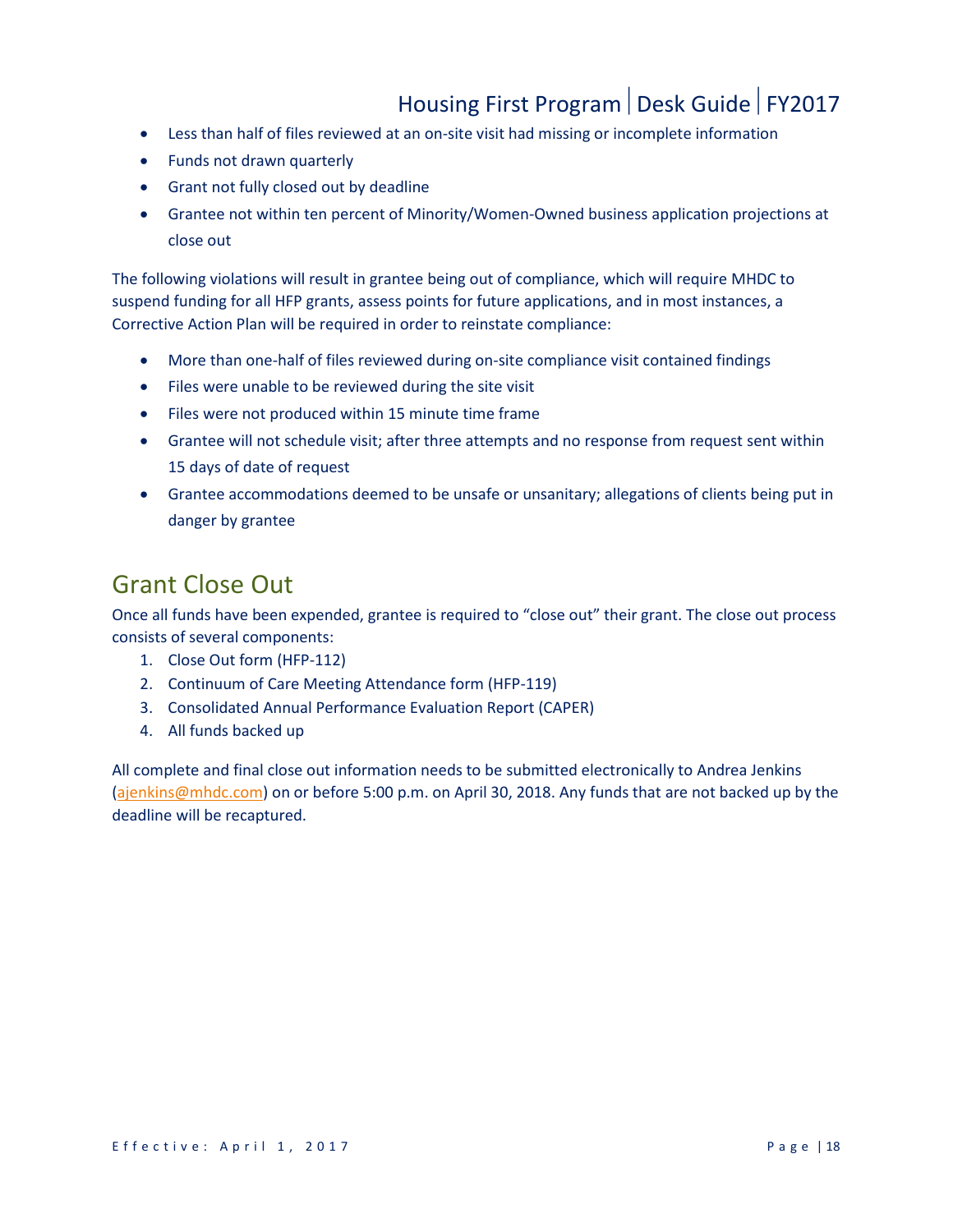- Less than half of files reviewed at an on-site visit had missing or incomplete information
- Funds not drawn quarterly
- Grant not fully closed out by deadline
- Grantee not within ten percent of Minority/Women-Owned business application projections at close out

The following violations will result in grantee being out of compliance, which will require MHDC to suspend funding for all HFP grants, assess points for future applications, and in most instances, a Corrective Action Plan will be required in order to reinstate compliance:

- More than one-half of files reviewed during on-site compliance visit contained findings
- Files were unable to be reviewed during the site visit
- Files were not produced within 15 minute time frame
- Grantee will not schedule visit; after three attempts and no response from request sent within 15 days of date of request
- Grantee accommodations deemed to be unsafe or unsanitary; allegations of clients being put in danger by grantee

## Grant Close Out

Once all funds have been expended, grantee is required to "close out" their grant. The close out process consists of several components:

1. Close Out form (HFP-112)
2. Continuum of Care Meeting Attendance form (HFP-119)
3. Consolidated Annual Performance Evaluation Report (CAPER)
4. All funds backed up

All complete and final close out information needs to be submitted electronically to Andrea Jenkins (ajenkins@mhdc.com) on or before 5:00 p.m. on April 30, 2018. Any funds that are not backed up by the deadline will be recaptured.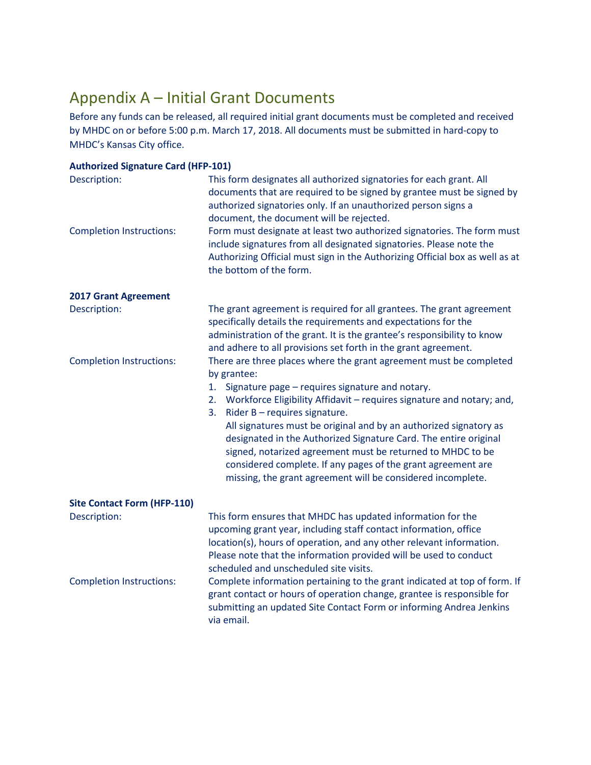# Appendix A – Initial Grant Documents

Before any funds can be released, all required initial grant documents must be completed and received by MHDC on or before 5:00 p.m. March 17, 2018. All documents must be submitted in hard-copy to MHDC's Kansas City office.

**Authorized Signature Card (HFP-101)**

| | |
|---|---|
| Description: | This form designates all authorized signatories for each grant. All documents that are required to be signed by grantee must be signed by authorized signatories only. If an unauthorized person signs a document, the document will be rejected. |
| Completion Instructions: | Form must designate at least two authorized signatories. The form must include signatures from all designated signatories. Please note the Authorizing Official must sign in the Authorizing Official box as well as at the bottom of the form. |

**2017 Grant Agreement**

Description: The grant agreement is required for all grantees. The grant agreement specifically details the requirements and expectations for the administration of the grant. It is the grantee's responsibility to know and adhere to all provisions set forth in the grant agreement.

Completion Instructions: There are three places where the grant agreement must be completed by grantee:

1. Signature page – requires signature and notary.
2. Workforce Eligibility Affidavit – requires signature and notary; and,
3. Rider B – requires signature.

All signatures must be original and by an authorized signatory as designated in the Authorized Signature Card. The entire original signed, notarized agreement must be returned to MHDC to be considered complete. If any pages of the grant agreement are missing, the grant agreement will be considered incomplete.

**Site Contact Form (HFP-110)**

| | |
|---|---|
| Description: | This form ensures that MHDC has updated information for the upcoming grant year, including staff contact information, office location(s), hours of operation, and any other relevant information. Please note that the information provided will be used to conduct scheduled and unscheduled site visits. |
| Completion Instructions: | Complete information pertaining to the grant indicated at top of form. If grant contact or hours of operation change, grantee is responsible for submitting an updated Site Contact Form or informing Andrea Jenkins via email. |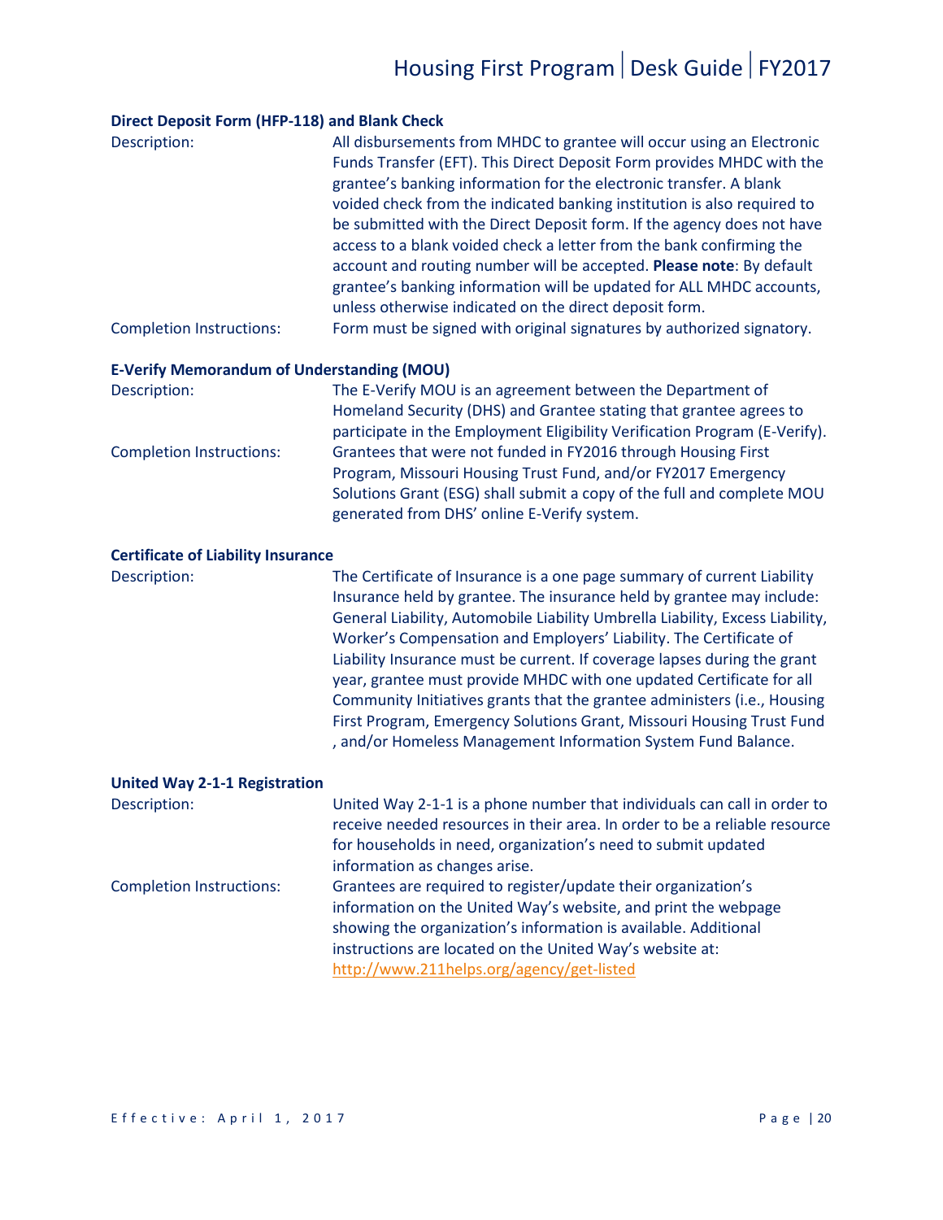### Direct Deposit Form (HFP-118) and Blank Check

Description: All disbursements from MHDC to grantee will occur using an Electronic Funds Transfer (EFT). This Direct Deposit Form provides MHDC with the grantee's banking information for the electronic transfer. A blank voided check from the indicated banking institution is also required to be submitted with the Direct Deposit form. If the agency does not have access to a blank voided check a letter from the bank confirming the account and routing number will be accepted. **Please note**: By default grantee's banking information will be updated for ALL MHDC accounts, unless otherwise indicated on the direct deposit form.

Completion Instructions: Form must be signed with original signatures by authorized signatory.

### E-Verify Memorandum of Understanding (MOU)

Description: The E-Verify MOU is an agreement between the Department of Homeland Security (DHS) and Grantee stating that grantee agrees to participate in the Employment Eligibility Verification Program (E-Verify).

Completion Instructions: Grantees that were not funded in FY2016 through Housing First Program, Missouri Housing Trust Fund, and/or FY2017 Emergency Solutions Grant (ESG) shall submit a copy of the full and complete MOU generated from DHS' online E-Verify system.

### Certificate of Liability Insurance

Description: The Certificate of Insurance is a one page summary of current Liability Insurance held by grantee. The insurance held by grantee may include: General Liability, Automobile Liability Umbrella Liability, Excess Liability, Worker's Compensation and Employers' Liability. The Certificate of Liability Insurance must be current. If coverage lapses during the grant year, grantee must provide MHDC with one updated Certificate for all Community Initiatives grants that the grantee administers (i.e., Housing First Program, Emergency Solutions Grant, Missouri Housing Trust Fund , and/or Homeless Management Information System Fund Balance.

### United Way 2-1-1 Registration

Description: United Way 2-1-1 is a phone number that individuals can call in order to receive needed resources in their area. In order to be a reliable resource for households in need, organization's need to submit updated information as changes arise.

Completion Instructions: Grantees are required to register/update their organization's information on the United Way's website, and print the webpage showing the organization's information is available. Additional instructions are located on the United Way's website at: http://www.211helps.org/agency/get-listed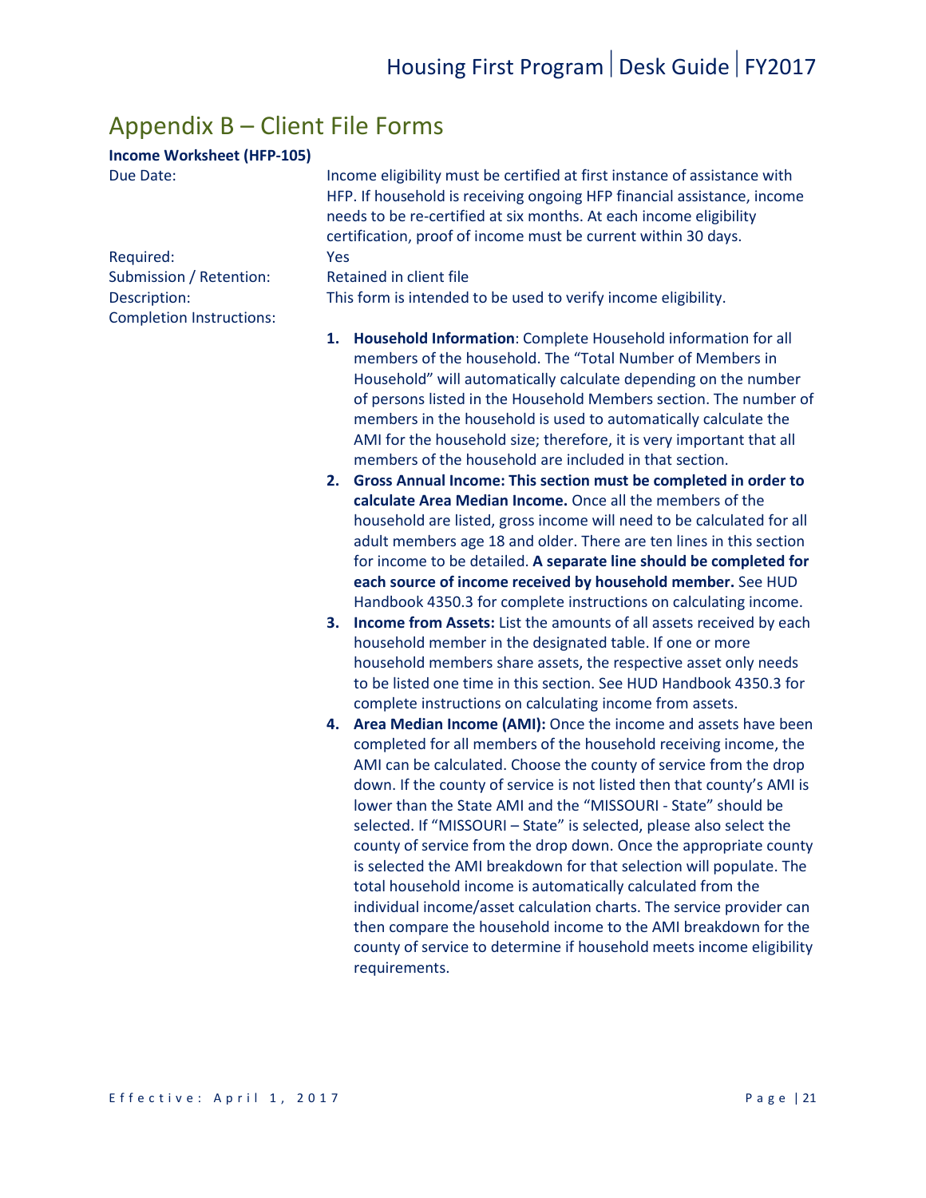# Appendix B – Client File Forms

**Income Worksheet (HFP-105)**

Due Date: Income eligibility must be certified at first instance of assistance with HFP. If household is receiving ongoing HFP financial assistance, income needs to be re-certified at six months. At each income eligibility certification, proof of income must be current within 30 days.

Required: Yes

Submission / Retention: Retained in client file

Description: This form is intended to be used to verify income eligibility.

Completion Instructions:

1. **Household Information**: Complete Household information for all members of the household. The "Total Number of Members in Household" will automatically calculate depending on the number of persons listed in the Household Members section. The number of members in the household is used to automatically calculate the AMI for the household size; therefore, it is very important that all members of the household are included in that section.
2. **Gross Annual Income: This section must be completed in order to calculate Area Median Income.** Once all the members of the household are listed, gross income will need to be calculated for all adult members age 18 and older. There are ten lines in this section for income to be detailed. **A separate line should be completed for each source of income received by household member.** See HUD Handbook 4350.3 for complete instructions on calculating income.
3. **Income from Assets:** List the amounts of all assets received by each household member in the designated table. If one or more household members share assets, the respective asset only needs to be listed one time in this section. See HUD Handbook 4350.3 for complete instructions on calculating income from assets.
4. **Area Median Income (AMI):** Once the income and assets have been completed for all members of the household receiving income, the AMI can be calculated. Choose the county of service from the drop down. If the county of service is not listed then that county's AMI is lower than the State AMI and the "MISSOURI - State" should be selected. If "MISSOURI – State" is selected, please also select the county of service from the drop down. Once the appropriate county is selected the AMI breakdown for that selection will populate. The total household income is automatically calculated from the individual income/asset calculation charts. The service provider can then compare the household income to the AMI breakdown for the county of service to determine if household meets income eligibility requirements.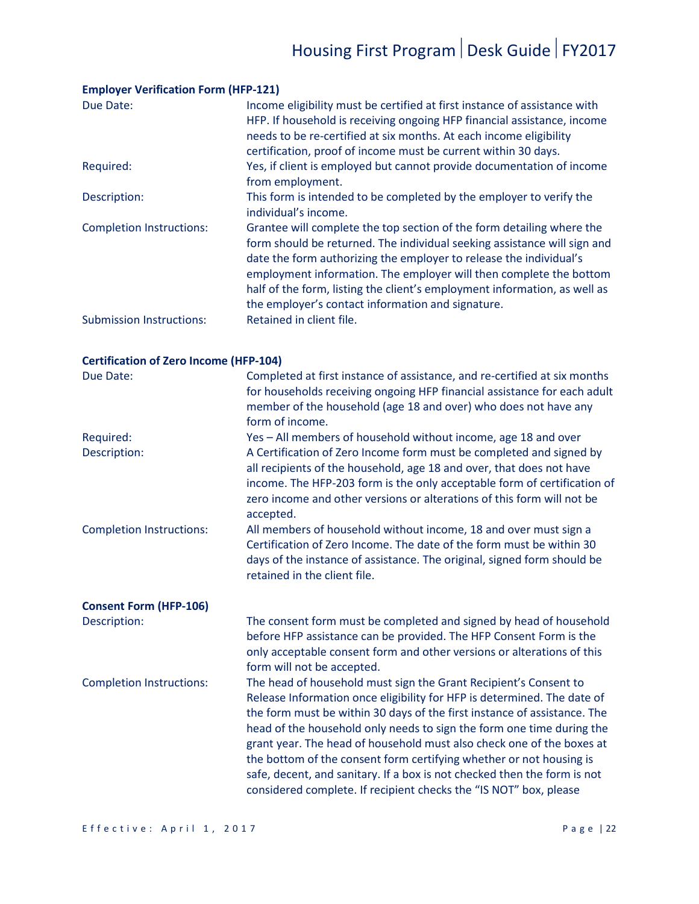**Employer Verification Form (HFP-121)**

| | |
|---|---|
| Due Date: | Income eligibility must be certified at first instance of assistance with HFP. If household is receiving ongoing HFP financial assistance, income needs to be re-certified at six months. At each income eligibility certification, proof of income must be current within 30 days. |
| Required: | Yes, if client is employed but cannot provide documentation of income from employment. |
| Description: | This form is intended to be completed by the employer to verify the individual's income. |
| Completion Instructions: | Grantee will complete the top section of the form detailing where the form should be returned. The individual seeking assistance will sign and date the form authorizing the employer to release the individual's employment information. The employer will then complete the bottom half of the form, listing the client's employment information, as well as the employer's contact information and signature. |
| Submission Instructions: | Retained in client file. |

**Certification of Zero Income (HFP-104)**

| | |
|---|---|
| Due Date: | Completed at first instance of assistance, and re-certified at six months for households receiving ongoing HFP financial assistance for each adult member of the household (age 18 and over) who does not have any form of income. |
| Required: | Yes – All members of household without income, age 18 and over |
| Description: | A Certification of Zero Income form must be completed and signed by all recipients of the household, age 18 and over, that does not have income. The HFP-203 form is the only acceptable form of certification of zero income and other versions or alterations of this form will not be accepted. |
| Completion Instructions: | All members of household without income, 18 and over must sign a Certification of Zero Income. The date of the form must be within 30 days of the instance of assistance. The original, signed form should be retained in the client file. |

**Consent Form (HFP-106)**

| | |
|---|---|
| Description: | The consent form must be completed and signed by head of household before HFP assistance can be provided. The HFP Consent Form is the only acceptable consent form and other versions or alterations of this form will not be accepted. |
| Completion Instructions: | The head of household must sign the Grant Recipient's Consent to Release Information once eligibility for HFP is determined. The date of the form must be within 30 days of the first instance of assistance. The head of the household only needs to sign the form one time during the grant year. The head of household must also check one of the boxes at the bottom of the consent form certifying whether or not housing is safe, decent, and sanitary. If a box is not checked then the form is not considered complete. If recipient checks the "IS NOT" box, please |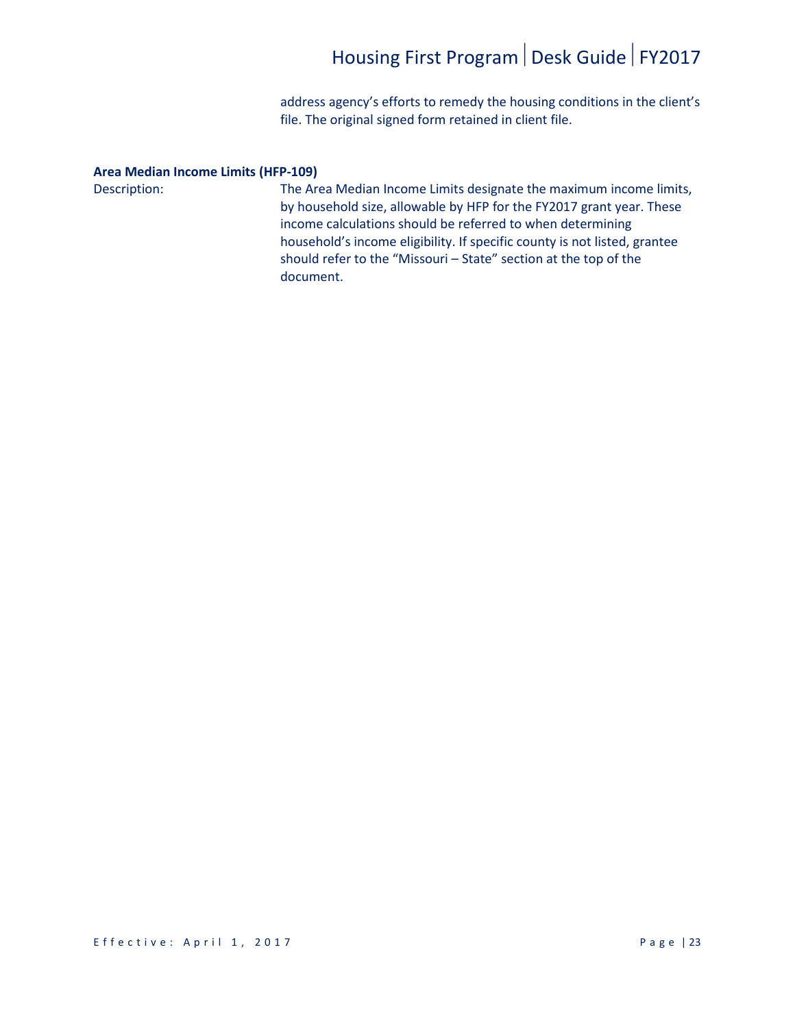address agency's efforts to remedy the housing conditions in the client's file. The original signed form retained in client file.

**Area Median Income Limits (HFP-109)**

Description: The Area Median Income Limits designate the maximum income limits, by household size, allowable by HFP for the FY2017 grant year. These income calculations should be referred to when determining household's income eligibility. If specific county is not listed, grantee should refer to the "Missouri – State" section at the top of the document.